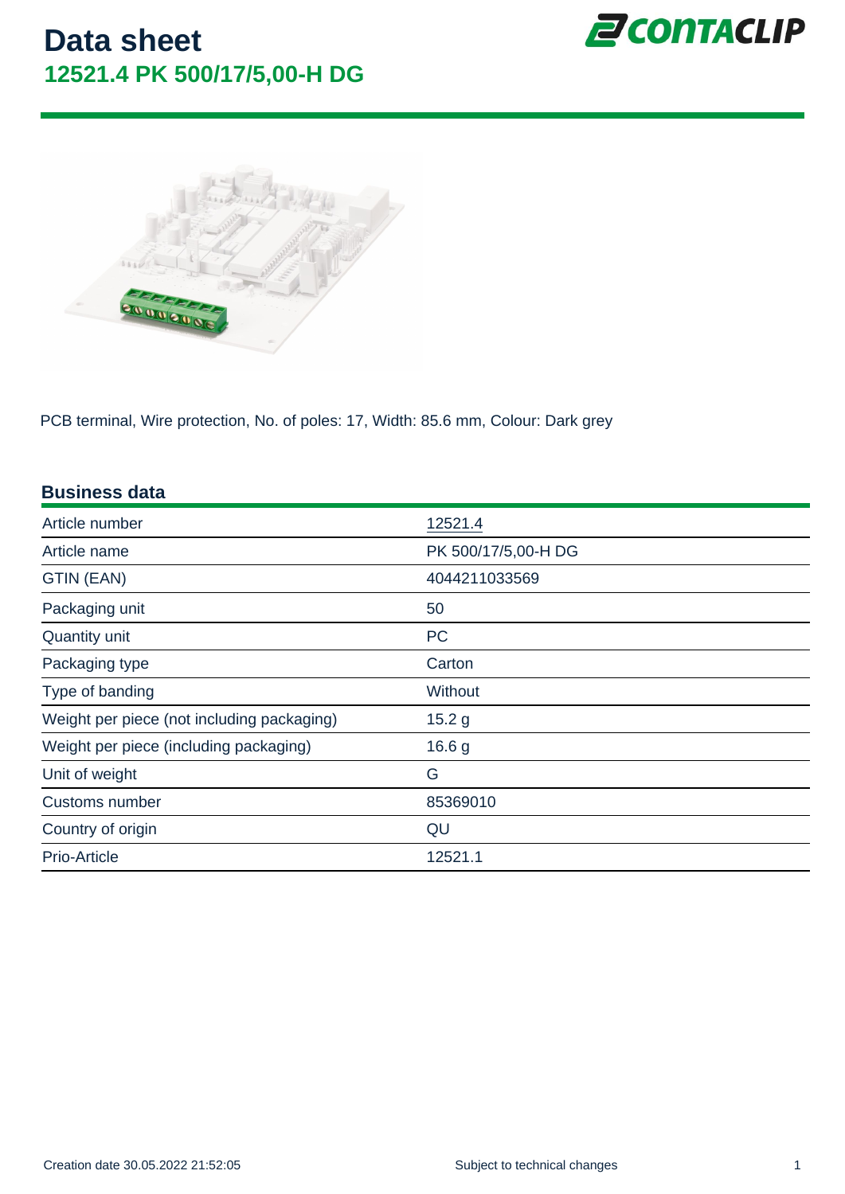# Data sheet

## 12521.4 PK 500/17/5,00-H DG

PCB terminal, Wire protection, No. of poles: 17, Width: 85.6 mm, Colour: Dark grey

### Business data

| | |
|---|---|
| Article number | 12521.4 |
| Article name | PK 500/17/5,00-H DG |
| GTIN (EAN) | 4044211033569 |
| Packaging unit | 50 |
| Quantity unit | PC |
| Packaging type | Carton |
| Type of banding | Without |
| Weight per piece (not including packaging) | 15.2 g |
| Weight per piece (including packaging) | 16.6 g |
| Unit of weight | G |
| Customs number | 85369010 |
| Country of origin | QU |
| Prio-Article | 12521.1 |

Creation date 30.05.2022 21:52:05

Subject to technical changes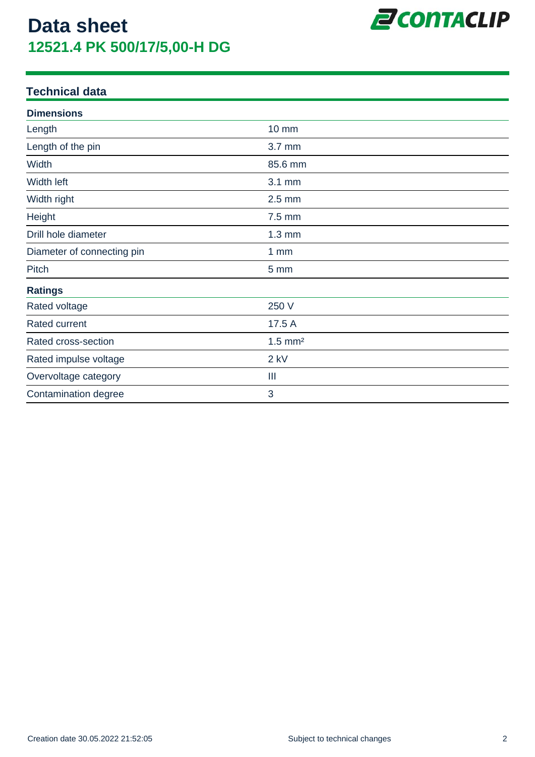# Data sheet

## 12521.4 PK 500/17/5,00-H DG

### Technical data

| Dimensions | |
|---|---|
| Length | 10 mm |
| Length of the pin | 3.7 mm |
| Width | 85.6 mm |
| Width left | 3.1 mm |
| Width right | 2.5 mm |
| Height | 7.5 mm |
| Drill hole diameter | 1.3 mm |
| Diameter of connecting pin | 1 mm |
| Pitch | 5 mm |

| Ratings | |
|---|---|
| Rated voltage | 250 V |
| Rated current | 17.5 A |
| Rated cross-section | 1.5 mm² |
| Rated impulse voltage | 2 kV |
| Overvoltage category | III |
| Contamination degree | 3 |

Creation date 30.05.2022 21:52:05

Subject to technical changes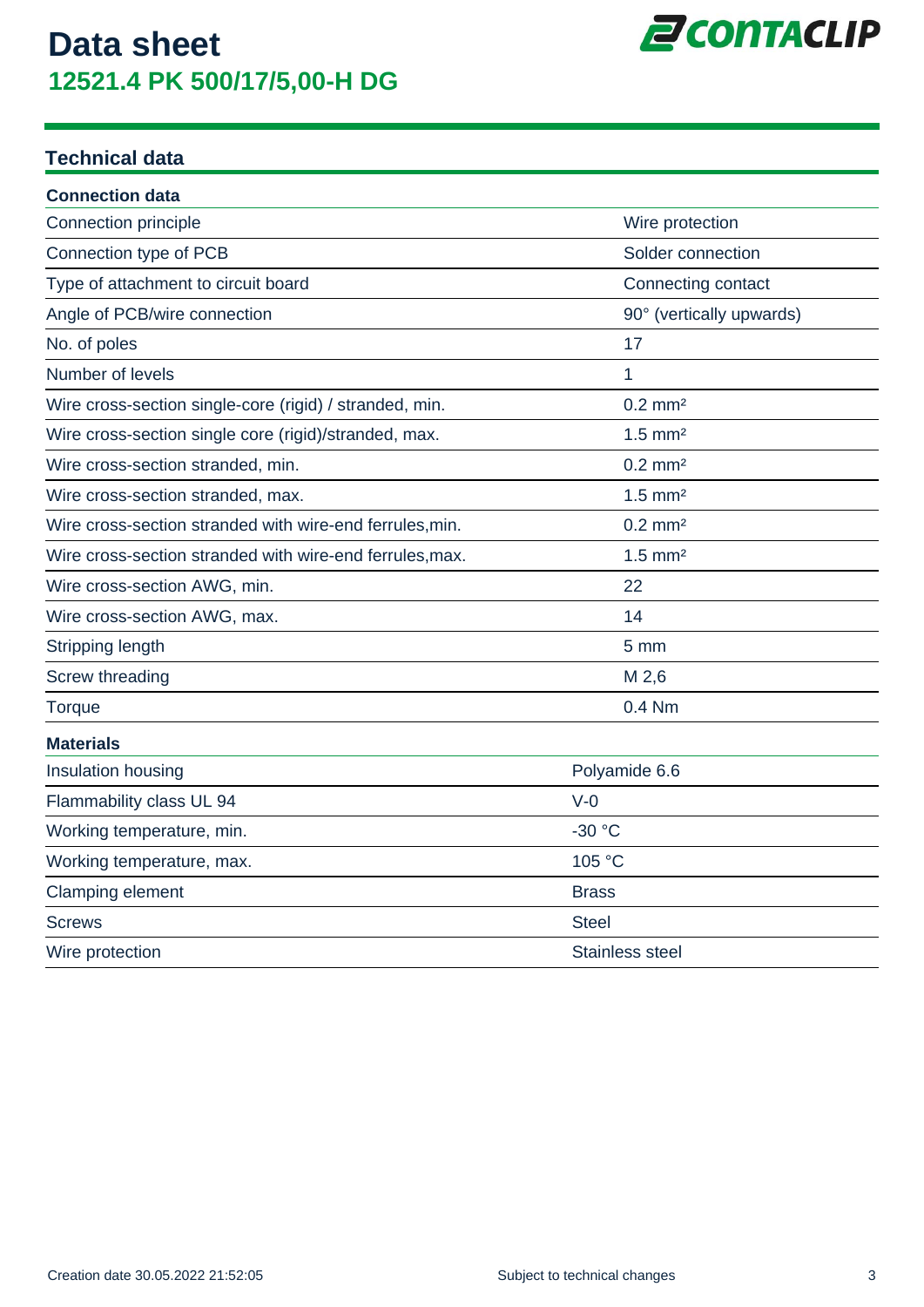# Data sheet

## 12521.4 PK 500/17/5,00-H DG

### Technical data

| Connection data | |
|---|---|
| Connection principle | Wire protection |
| Connection type of PCB | Solder connection |
| Type of attachment to circuit board | Connecting contact |
| Angle of PCB/wire connection | 90° (vertically upwards) |
| No. of poles | 17 |
| Number of levels | 1 |
| Wire cross-section single-core (rigid) / stranded, min. | 0.2 mm² |
| Wire cross-section single core (rigid)/stranded, max. | 1.5 mm² |
| Wire cross-section stranded, min. | 0.2 mm² |
| Wire cross-section stranded, max. | 1.5 mm² |
| Wire cross-section stranded with wire-end ferrules,min. | 0.2 mm² |
| Wire cross-section stranded with wire-end ferrules,max. | 1.5 mm² |
| Wire cross-section AWG, min. | 22 |
| Wire cross-section AWG, max. | 14 |
| Stripping length | 5 mm |
| Screw threading | M 2,6 |
| Torque | 0.4 Nm |

| Materials | |
|---|---|
| Insulation housing | Polyamide 6.6 |
| Flammability class UL 94 | V-0 |
| Working temperature, min. | -30 °C |
| Working temperature, max. | 105 °C |
| Clamping element | Brass |
| Screws | Steel |
| Wire protection | Stainless steel |

Creation date 30.05.2022 21:52:05

Subject to technical changes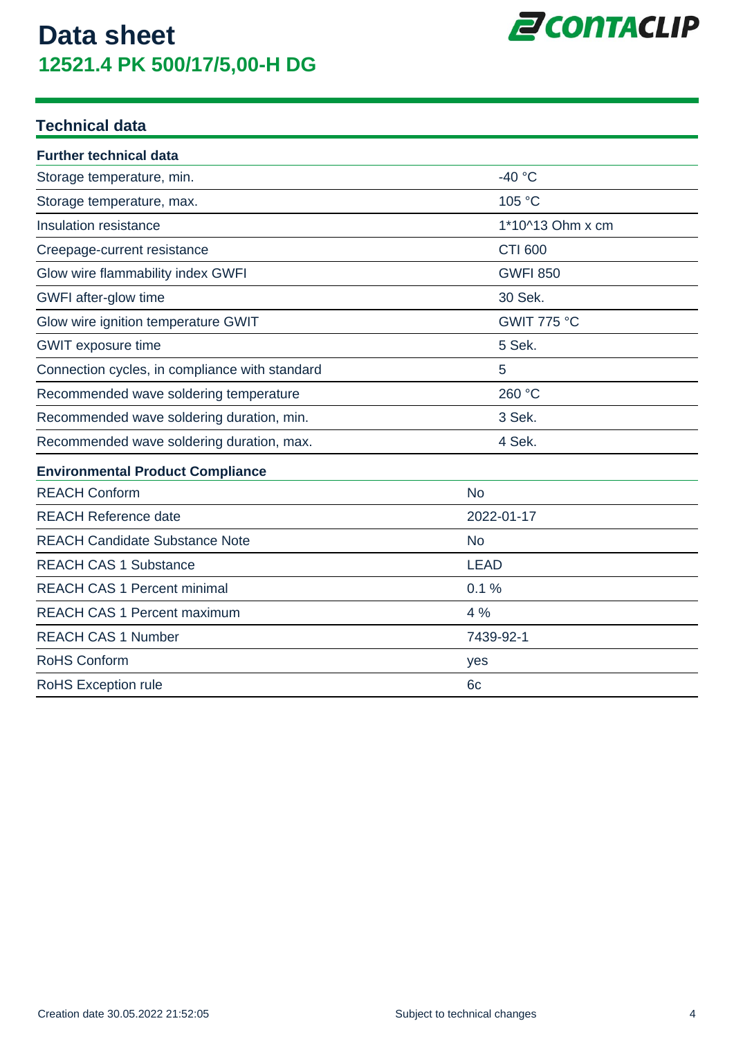# Data sheet

## 12521.4 PK 500/17/5,00-H DG

### Technical data

| Further technical data | |
|---|---|
| Storage temperature, min. | -40 °C |
| Storage temperature, max. | 105 °C |
| Insulation resistance | 1*10^13 Ohm x cm |
| Creepage-current resistance | CTI 600 |
| Glow wire flammability index GWFI | GWFI 850 |
| GWFI after-glow time | 30 Sek. |
| Glow wire ignition temperature GWIT | GWIT 775 °C |
| GWIT exposure time | 5 Sek. |
| Connection cycles, in compliance with standard | 5 |
| Recommended wave soldering temperature | 260 °C |
| Recommended wave soldering duration, min. | 3 Sek. |
| Recommended wave soldering duration, max. | 4 Sek. |

| Environmental Product Compliance | |
|---|---|
| REACH Conform | No |
| REACH Reference date | 2022-01-17 |
| REACH Candidate Substance Note | No |
| REACH CAS 1 Substance | LEAD |
| REACH CAS 1 Percent minimal | 0.1 % |
| REACH CAS 1 Percent maximum | 4 % |
| REACH CAS 1 Number | 7439-92-1 |
| RoHS Conform | yes |
| RoHS Exception rule | 6c |

Creation date 30.05.2022 21:52:05

Subject to technical changes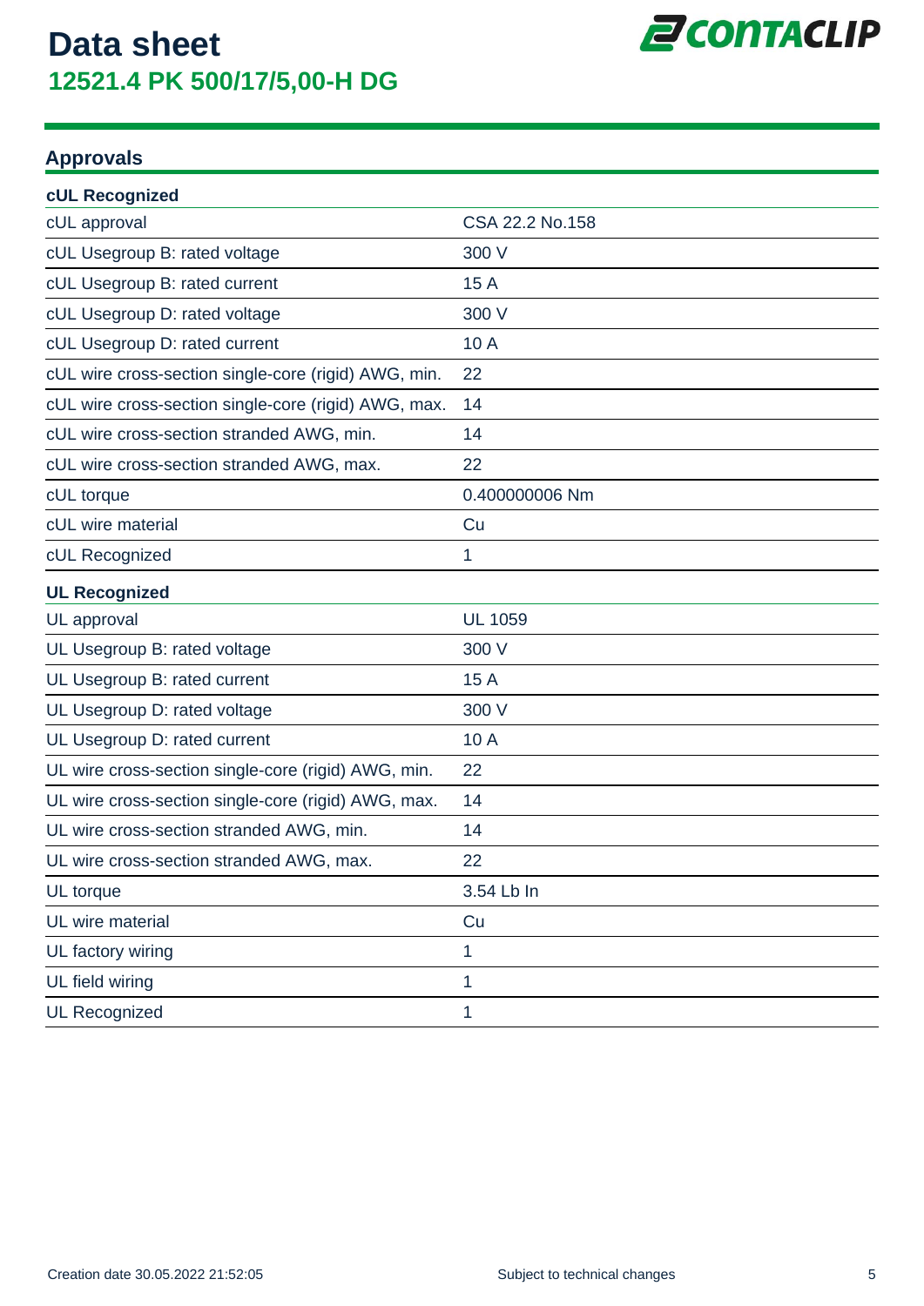# Data sheet
## 12521.4 PK 500/17/5,00-H DG

### Approvals

| cUL Recognized | |
|---|---|
| cUL approval | CSA 22.2 No.158 |
| cUL Usegroup B: rated voltage | 300 V |
| cUL Usegroup B: rated current | 15 A |
| cUL Usegroup D: rated voltage | 300 V |
| cUL Usegroup D: rated current | 10 A |
| cUL wire cross-section single-core (rigid) AWG, min. | 22 |
| cUL wire cross-section single-core (rigid) AWG, max. | 14 |
| cUL wire cross-section stranded AWG, min. | 14 |
| cUL wire cross-section stranded AWG, max. | 22 |
| cUL torque | 0.400000006 Nm |
| cUL wire material | Cu |
| cUL Recognized | 1 |

| UL Recognized | |
|---|---|
| UL approval | UL 1059 |
| UL Usegroup B: rated voltage | 300 V |
| UL Usegroup B: rated current | 15 A |
| UL Usegroup D: rated voltage | 300 V |
| UL Usegroup D: rated current | 10 A |
| UL wire cross-section single-core (rigid) AWG, min. | 22 |
| UL wire cross-section single-core (rigid) AWG, max. | 14 |
| UL wire cross-section stranded AWG, min. | 14 |
| UL wire cross-section stranded AWG, max. | 22 |
| UL torque | 3.54 Lb In |
| UL wire material | Cu |
| UL factory wiring | 1 |
| UL field wiring | 1 |
| UL Recognized | 1 |

Creation date 30.05.2022 21:52:05

Subject to technical changes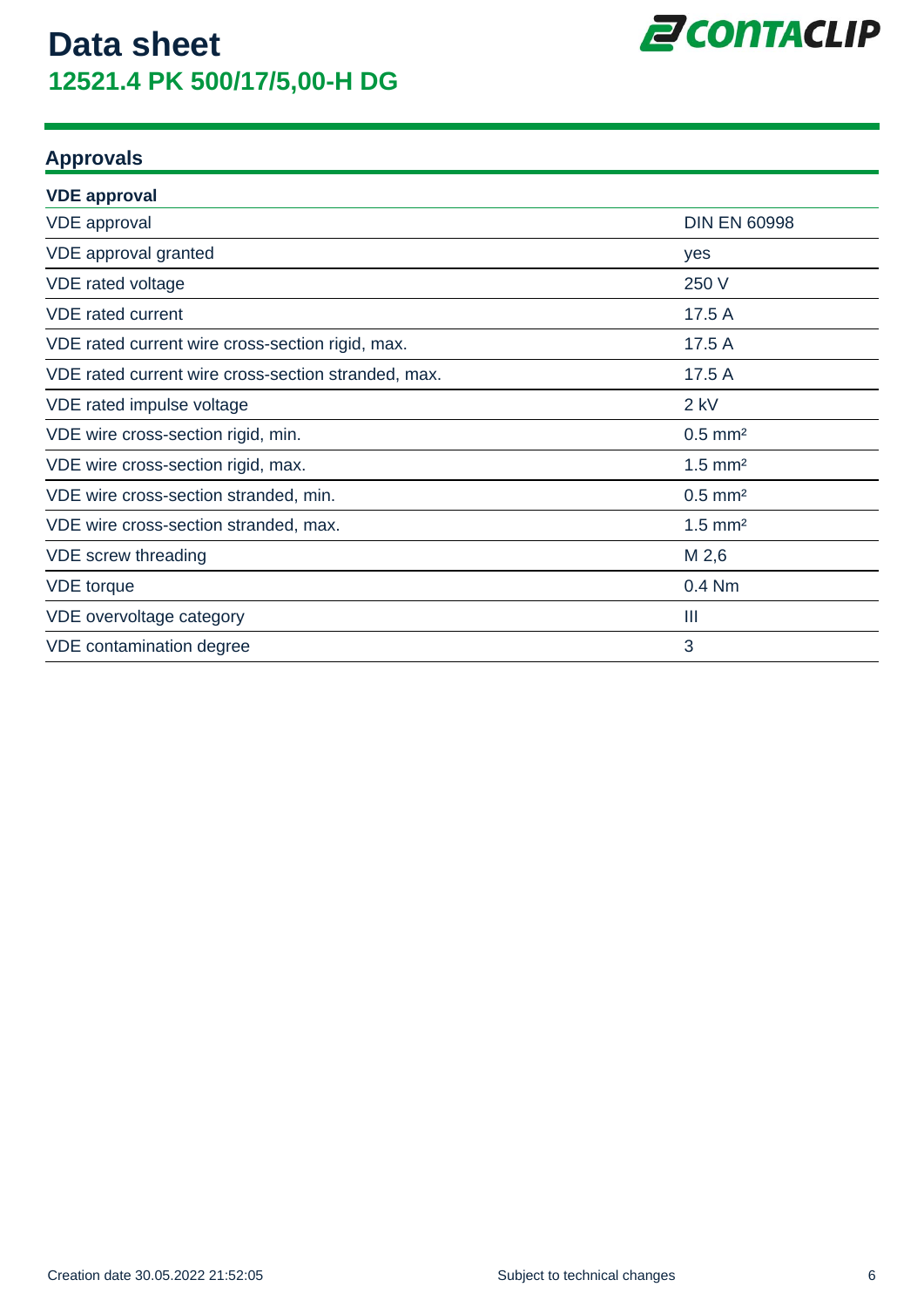# Data sheet

## 12521.4 PK 500/17/5,00-H DG

## Approvals

| VDE approval | |
|---|---|
| VDE approval | DIN EN 60998 |
| VDE approval granted | yes |
| VDE rated voltage | 250 V |
| VDE rated current | 17.5 A |
| VDE rated current wire cross-section rigid, max. | 17.5 A |
| VDE rated current wire cross-section stranded, max. | 17.5 A |
| VDE rated impulse voltage | 2 kV |
| VDE wire cross-section rigid, min. | 0.5 mm² |
| VDE wire cross-section rigid, max. | 1.5 mm² |
| VDE wire cross-section stranded, min. | 0.5 mm² |
| VDE wire cross-section stranded, max. | 1.5 mm² |
| VDE screw threading | M 2,6 |
| VDE torque | 0.4 Nm |
| VDE overvoltage category | III |
| VDE contamination degree | 3 |

Creation date 30.05.2022 21:52:05

Subject to technical changes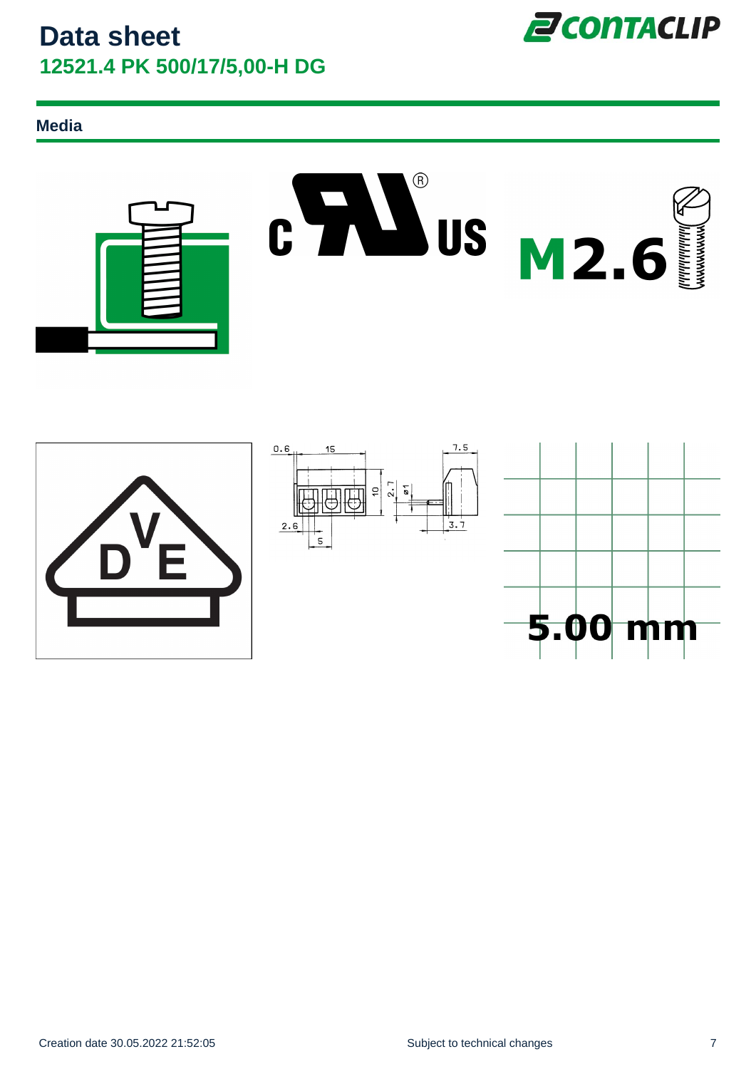# Data sheet

## 12521.4 PK 500/17/5,00-H DG

### Media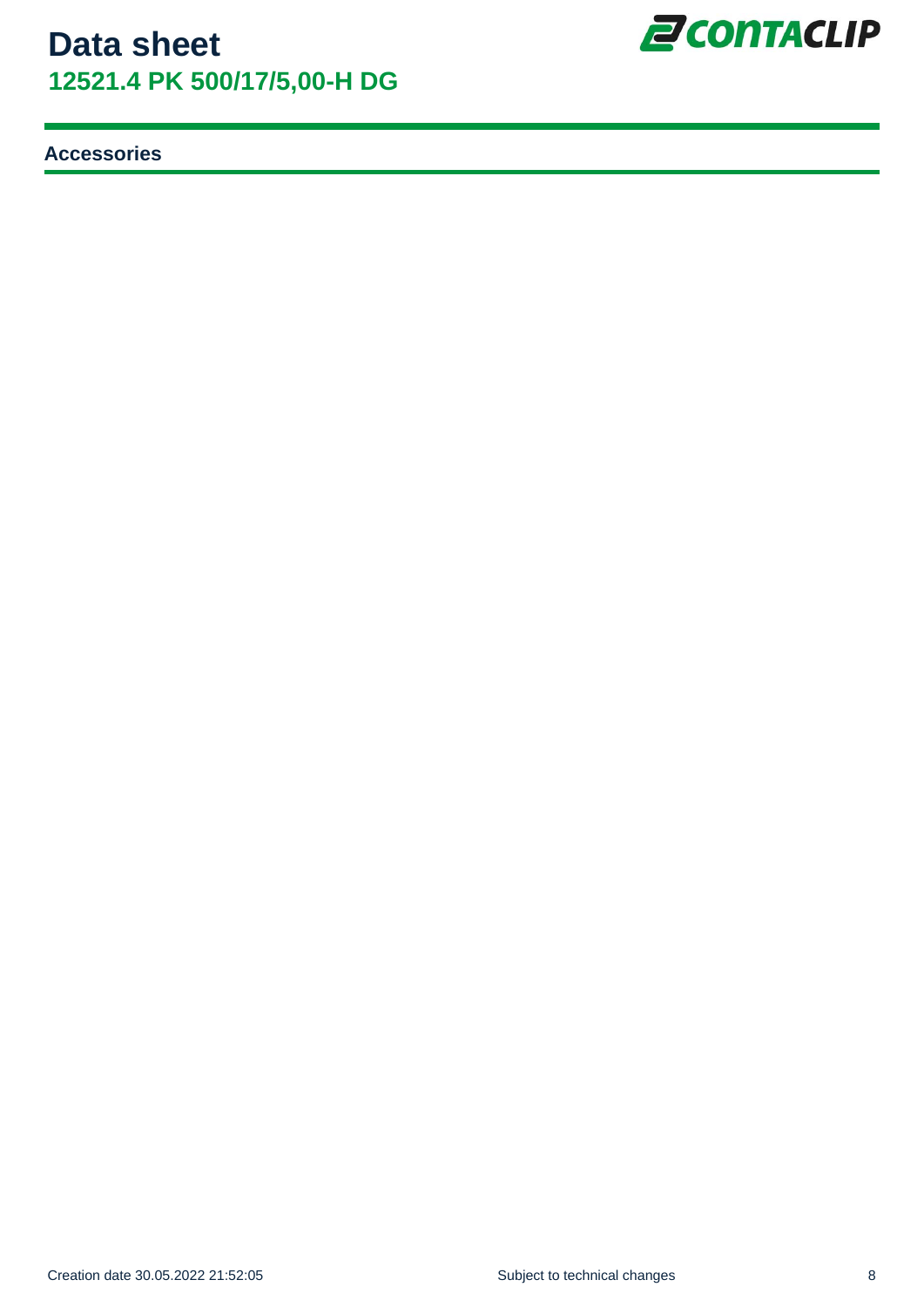## Accessories